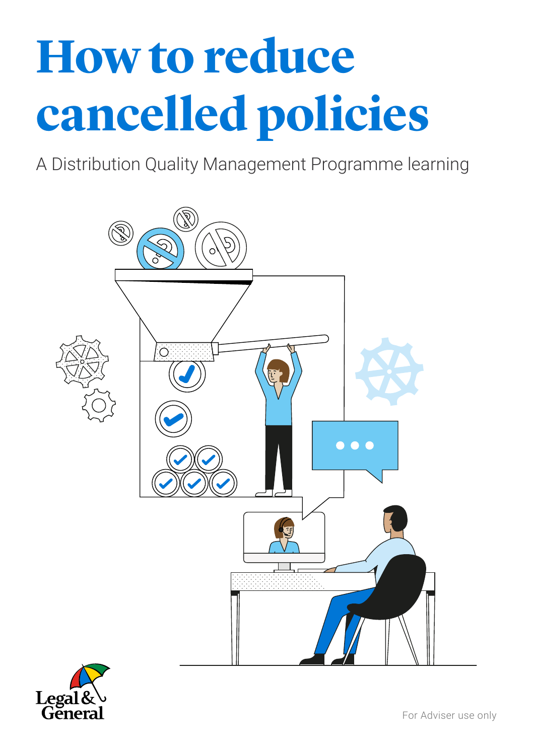# How to reduce cancelled policies

A Distribution Quality Management Programme learning

Legal & General

For Adviser use only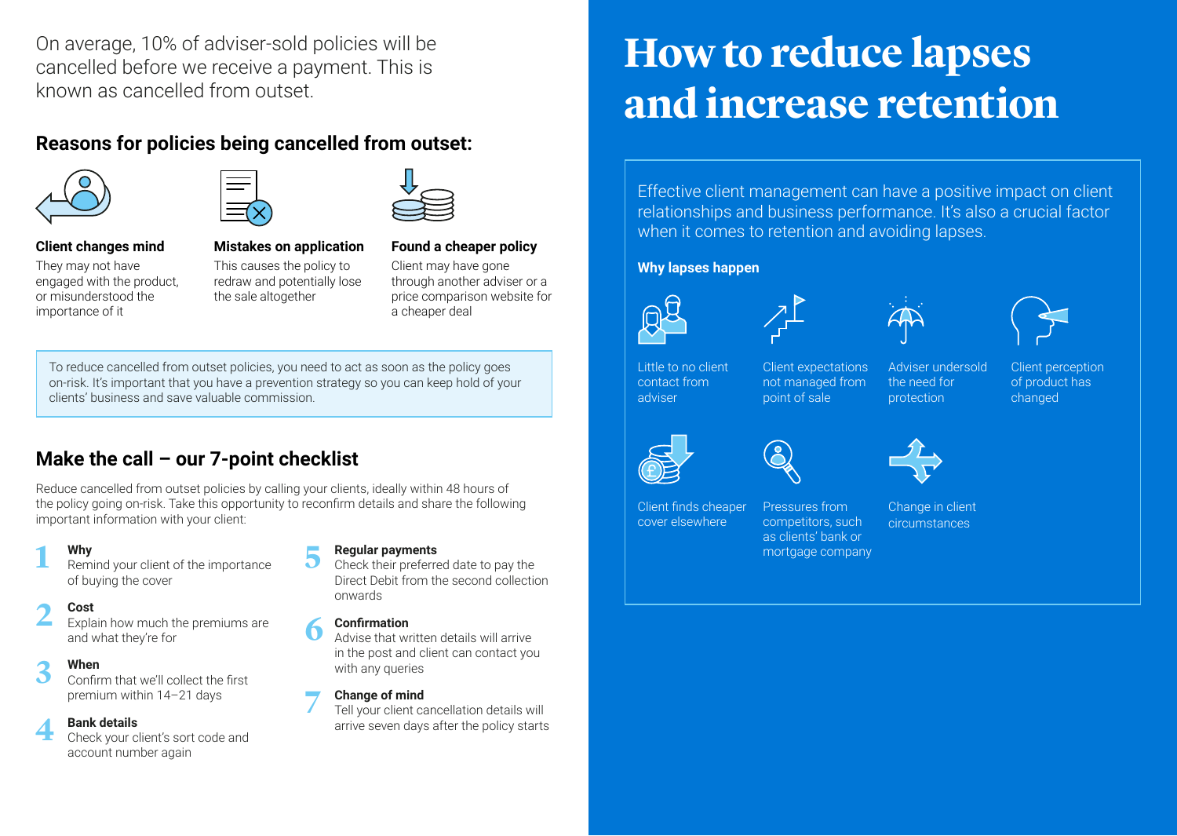On average, 10% of adviser-sold policies will be cancelled before we receive a payment. This is known as cancelled from outset.

## Reasons for policies being cancelled from outset:

**Client changes mind**
They may not have engaged with the product, or misunderstood the importance of it

**Mistakes on application**
This causes the policy to redraw and potentially lose the sale altogether

**Found a cheaper policy**
Client may have gone through another adviser or a price comparison website for a cheaper deal

To reduce cancelled from outset policies, you need to act as soon as the policy goes on-risk. It's important that you have a prevention strategy so you can keep hold of your clients' business and save valuable commission.

## Make the call – our 7-point checklist

Reduce cancelled from outset policies by calling your clients, ideally within 48 hours of the policy going on-risk. Take this opportunity to reconfirm details and share the following important information with your client:

1. **Why**
   Remind your client of the importance of buying the cover
2. **Cost**
   Explain how much the premiums are and what they're for
3. **When**
   Confirm that we'll collect the first premium within 14–21 days
4. **Bank details**
   Check your client's sort code and account number again
5. **Regular payments**
   Check their preferred date to pay the Direct Debit from the second collection onwards
6. **Confirmation**
   Advise that written details will arrive in the post and client can contact you with any queries
7. **Change of mind**
   Tell your client cancellation details will arrive seven days after the policy starts

# How to reduce lapses and increase retention

Effective client management can have a positive impact on client relationships and business performance. It's also a crucial factor when it comes to retention and avoiding lapses.

**Why lapses happen**

- Little to no client contact from adviser
- Client expectations not managed from point of sale
- Adviser undersold the need for protection
- Client perception of product has changed
- Client finds cheaper cover elsewhere
- Pressures from competitors, such as clients' bank or mortgage company
- Change in client circumstances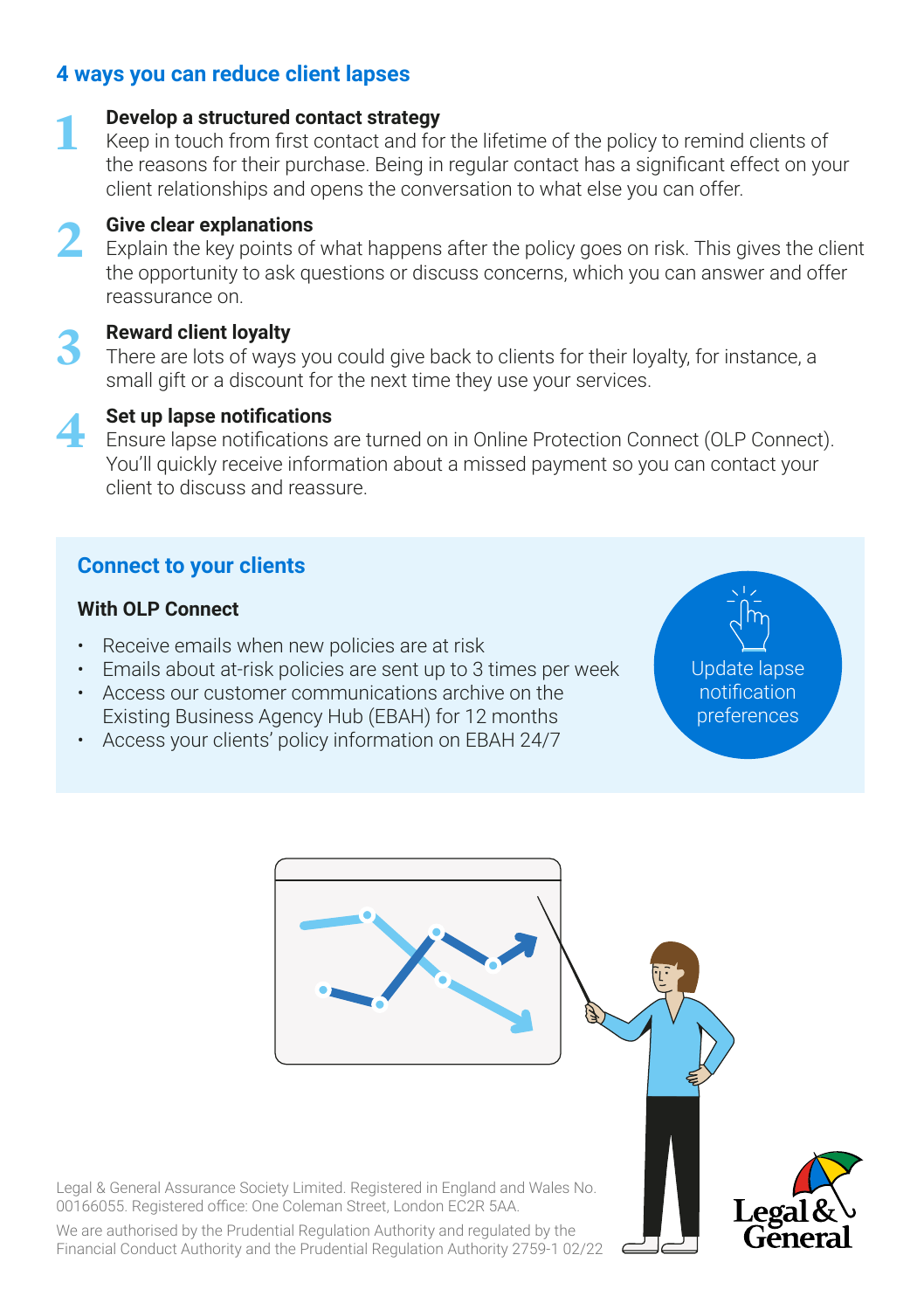## 4 ways you can reduce client lapses

1. **Develop a structured contact strategy**
   Keep in touch from first contact and for the lifetime of the policy to remind clients of the reasons for their purchase. Being in regular contact has a significant effect on your client relationships and opens the conversation to what else you can offer.

2. **Give clear explanations**
   Explain the key points of what happens after the policy goes on risk. This gives the client the opportunity to ask questions or discuss concerns, which you can answer and offer reassurance on.

3. **Reward client loyalty**
   There are lots of ways you could give back to clients for their loyalty, for instance, a small gift or a discount for the next time they use your services.

4. **Set up lapse notifications**
   Ensure lapse notifications are turned on in Online Protection Connect (OLP Connect). You'll quickly receive information about a missed payment so you can contact your client to discuss and reassure.

## Connect to your clients

### With OLP Connect

- Receive emails when new policies are at risk
- Emails about at-risk policies are sent up to 3 times per week
- Access our customer communications archive on the Existing Business Agency Hub (EBAH) for 12 months
- Access your clients' policy information on EBAH 24/7

Update lapse notification preferences

Legal & General Assurance Society Limited. Registered in England and Wales No. 00166055. Registered office: One Coleman Street, London EC2R 5AA.

We are authorised by the Prudential Regulation Authority and regulated by the Financial Conduct Authority and the Prudential Regulation Authority 2759-1 02/22